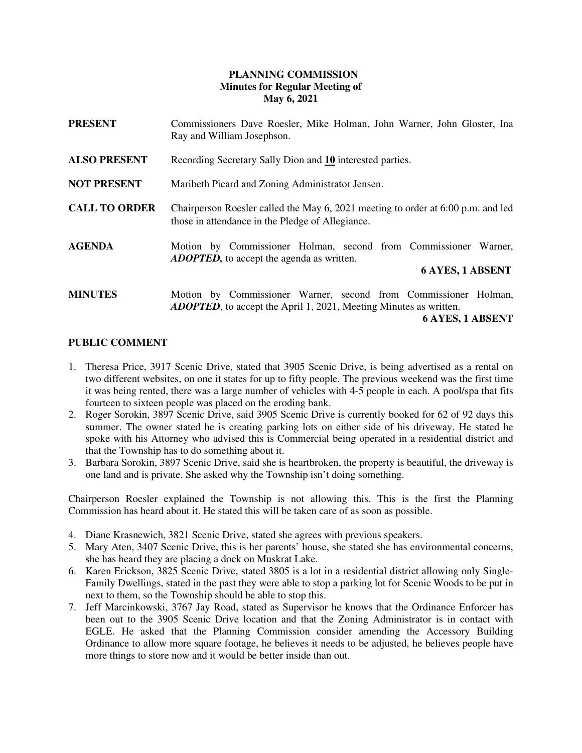**PLANNING COMMISSION**
**Minutes for Regular Meeting of**
**May 6, 2021**

**PRESENT** Commissioners Dave Roesler, Mike Holman, John Warner, John Gloster, Ina Ray and William Josephson.

**ALSO PRESENT** Recording Secretary Sally Dion and **10** interested parties.

**NOT PRESENT** Maribeth Picard and Zoning Administrator Jensen.

**CALL TO ORDER** Chairperson Roesler called the May 6, 2021 meeting to order at 6:00 p.m. and led those in attendance in the Pledge of Allegiance.

**AGENDA** Motion by Commissioner Holman, second from Commissioner Warner, ***ADOPTED,*** to accept the agenda as written.

**6 AYES, 1 ABSENT**

**MINUTES** Motion by Commissioner Warner, second from Commissioner Holman, ***ADOPTED***, to accept the April 1, 2021, Meeting Minutes as written.

**6 AYES, 1 ABSENT**

**PUBLIC COMMENT**

1. Theresa Price, 3917 Scenic Drive, stated that 3905 Scenic Drive, is being advertised as a rental on two different websites, on one it states for up to fifty people. The previous weekend was the first time it was being rented, there was a large number of vehicles with 4-5 people in each. A pool/spa that fits fourteen to sixteen people was placed on the eroding bank.
2. Roger Sorokin, 3897 Scenic Drive, said 3905 Scenic Drive is currently booked for 62 of 92 days this summer. The owner stated he is creating parking lots on either side of his driveway. He stated he spoke with his Attorney who advised this is Commercial being operated in a residential district and that the Township has to do something about it.
3. Barbara Sorokin, 3897 Scenic Drive, said she is heartbroken, the property is beautiful, the driveway is one land and is private. She asked why the Township isn't doing something.

Chairperson Roesler explained the Township is not allowing this. This is the first the Planning Commission has heard about it. He stated this will be taken care of as soon as possible.

4. Diane Krasnewich, 3821 Scenic Drive, stated she agrees with previous speakers.
5. Mary Aten, 3407 Scenic Drive, this is her parents' house, she stated she has environmental concerns, she has heard they are placing a dock on Muskrat Lake.
6. Karen Erickson, 3825 Scenic Drive, stated 3805 is a lot in a residential district allowing only Single-Family Dwellings, stated in the past they were able to stop a parking lot for Scenic Woods to be put in next to them, so the Township should be able to stop this.
7. Jeff Marcinkowski, 3767 Jay Road, stated as Supervisor he knows that the Ordinance Enforcer has been out to the 3905 Scenic Drive location and that the Zoning Administrator is in contact with EGLE. He asked that the Planning Commission consider amending the Accessory Building Ordinance to allow more square footage, he believes it needs to be adjusted, he believes people have more things to store now and it would be better inside than out.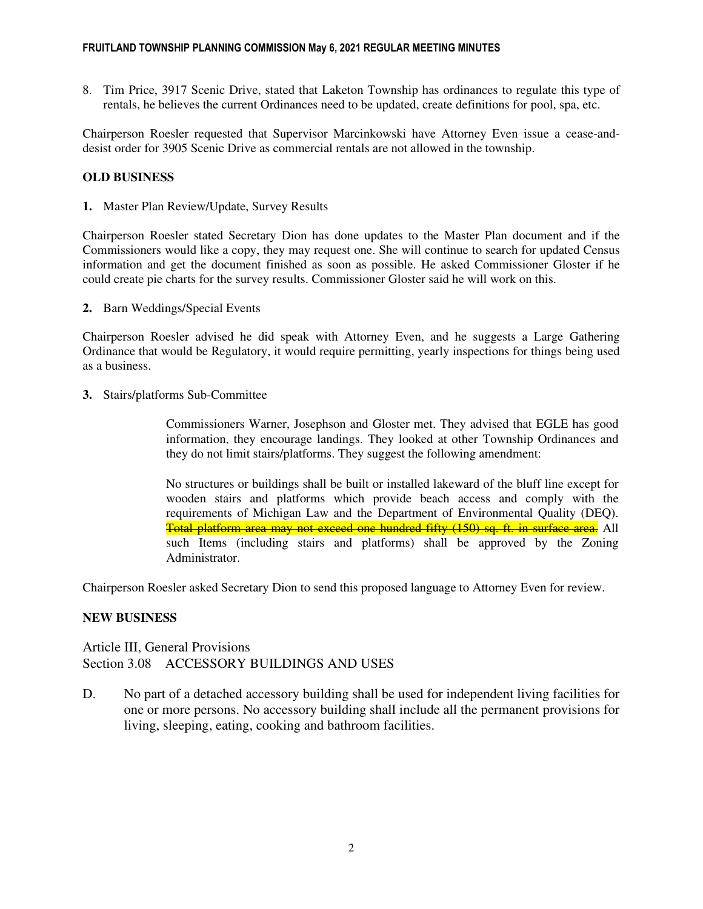8. Tim Price, 3917 Scenic Drive, stated that Laketon Township has ordinances to regulate this type of rentals, he believes the current Ordinances need to be updated, create definitions for pool, spa, etc.

Chairperson Roesler requested that Supervisor Marcinkowski have Attorney Even issue a cease-and-desist order for 3905 Scenic Drive as commercial rentals are not allowed in the township.

**OLD BUSINESS**

**1.** Master Plan Review/Update, Survey Results

Chairperson Roesler stated Secretary Dion has done updates to the Master Plan document and if the Commissioners would like a copy, they may request one. She will continue to search for updated Census information and get the document finished as soon as possible. He asked Commissioner Gloster if he could create pie charts for the survey results. Commissioner Gloster said he will work on this.

**2.** Barn Weddings/Special Events

Chairperson Roesler advised he did speak with Attorney Even, and he suggests a Large Gathering Ordinance that would be Regulatory, it would require permitting, yearly inspections for things being used as a business.

**3.** Stairs/platforms Sub-Committee

> Commissioners Warner, Josephson and Gloster met. They advised that EGLE has good information, they encourage landings. They looked at other Township Ordinances and they do not limit stairs/platforms. They suggest the following amendment:
>
> No structures or buildings shall be built or installed lakeward of the bluff line except for wooden stairs and platforms which provide beach access and comply with the requirements of Michigan Law and the Department of Environmental Quality (DEQ). ~~Total platform area may not exceed one hundred fifty (150) sq. ft. in surface area.~~ All such Items (including stairs and platforms) shall be approved by the Zoning Administrator.

Chairperson Roesler asked Secretary Dion to send this proposed language to Attorney Even for review.

**NEW BUSINESS**

Article III, General Provisions
Section 3.08 ACCESSORY BUILDINGS AND USES

D. No part of a detached accessory building shall be used for independent living facilities for one or more persons. No accessory building shall include all the permanent provisions for living, sleeping, eating, cooking and bathroom facilities.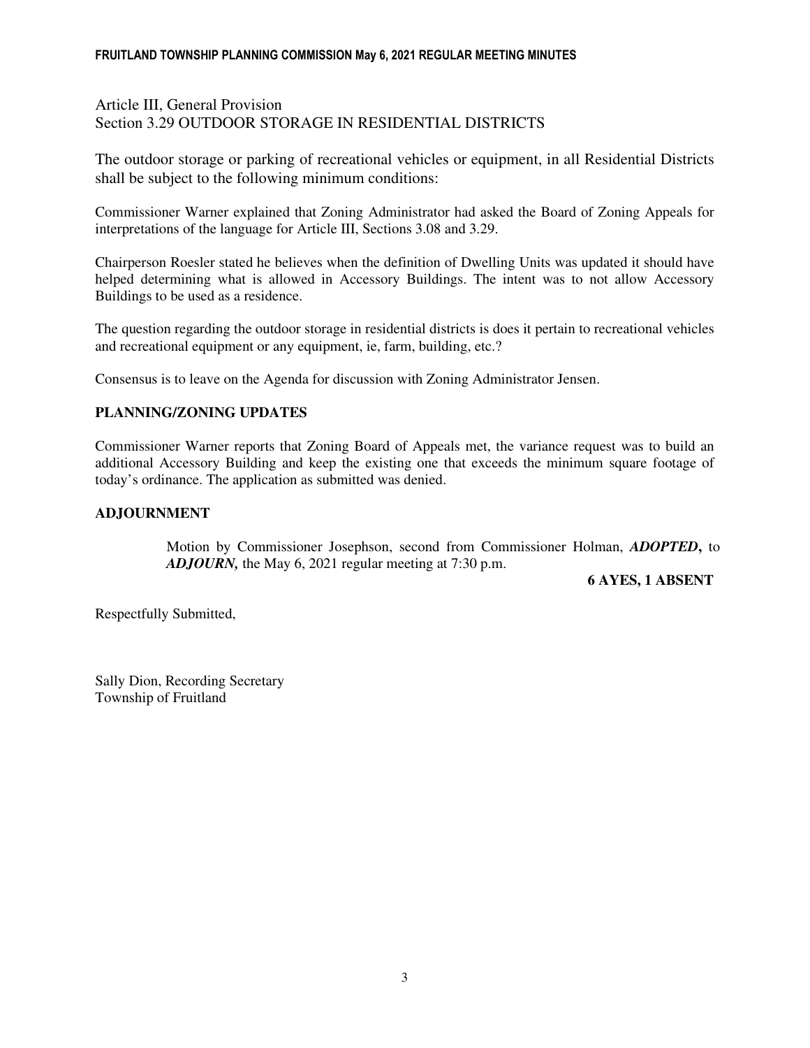Article III, General Provision
Section 3.29 OUTDOOR STORAGE IN RESIDENTIAL DISTRICTS

The outdoor storage or parking of recreational vehicles or equipment, in all Residential Districts shall be subject to the following minimum conditions:

Commissioner Warner explained that Zoning Administrator had asked the Board of Zoning Appeals for interpretations of the language for Article III, Sections 3.08 and 3.29.

Chairperson Roesler stated he believes when the definition of Dwelling Units was updated it should have helped determining what is allowed in Accessory Buildings. The intent was to not allow Accessory Buildings to be used as a residence.

The question regarding the outdoor storage in residential districts is does it pertain to recreational vehicles and recreational equipment or any equipment, ie, farm, building, etc.?

Consensus is to leave on the Agenda for discussion with Zoning Administrator Jensen.

**PLANNING/ZONING UPDATES**

Commissioner Warner reports that Zoning Board of Appeals met, the variance request was to build an additional Accessory Building and keep the existing one that exceeds the minimum square footage of today's ordinance. The application as submitted was denied.

**ADJOURNMENT**

Motion by Commissioner Josephson, second from Commissioner Holman, ***ADOPTED***, to ***ADJOURN,*** the May 6, 2021 regular meeting at 7:30 p.m.

**6 AYES, 1 ABSENT**

Respectfully Submitted,

Sally Dion, Recording Secretary
Township of Fruitland